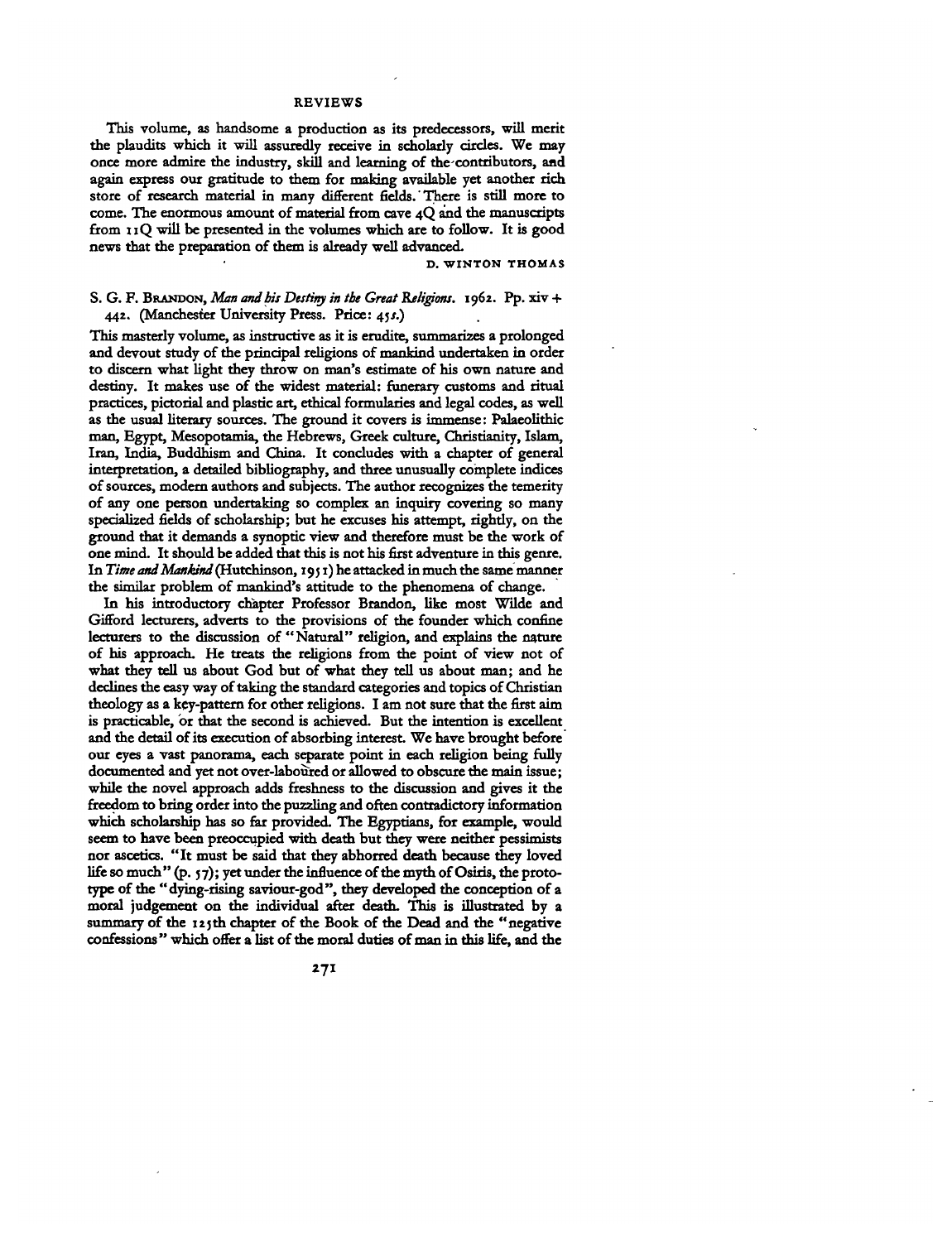This volume, as handsome a production as its predecessors, will merit the plaudits which it will assuredly receive in scholarly circles. We may once more admire the industry, skill and learning of the contributors, and again express our gratitude to them for making available yet another rich store of research material in many different fields. There is still more to come. The enormous amount of material from cave 4Q and the manuscripts from 11Q will be presented in the volumes which are to follow. It is good news that the preparation of them is already well advanced.

D. WINTON THOMAS

S. G. F. BRANDON, *Man and his Destiny in the Great Religions*. 1962. Pp. xiv + 442. (Manchester University Press. Price: 45*s*.)

This masterly volume, as instructive as it is erudite, summarizes a prolonged and devout study of the principal religions of mankind undertaken in order to discern what light they throw on man's estimate of his own nature and destiny. It makes use of the widest material: funerary customs and ritual practices, pictorial and plastic art, ethical formularies and legal codes, as well as the usual literary sources. The ground it covers is immense: Palaeolithic man, Egypt, Mesopotamia, the Hebrews, Greek culture, Christianity, Islam, Iran, India, Buddhism and China. It concludes with a chapter of general interpretation, a detailed bibliography, and three unusually complete indices of sources, modern authors and subjects. The author recognizes the temerity of any one person undertaking so complex an inquiry covering so many specialized fields of scholarship; but he excuses his attempt, rightly, on the ground that it demands a synoptic view and therefore must be the work of one mind. It should be added that this is not his first adventure in this genre. In *Time and Mankind* (Hutchinson, 1951) he attacked in much the same manner the similar problem of mankind's attitude to the phenomena of change.

In his introductory chapter Professor Brandon, like most Wilde and Gifford lecturers, adverts to the provisions of the founder which confine lecturers to the discussion of "Natural" religion, and explains the nature of his approach. He treats the religions from the point of view not of what they tell us about God but of what they tell us about man; and he declines the easy way of taking the standard categories and topics of Christian theology as a key-pattern for other religions. I am not sure that the first aim is practicable, or that the second is achieved. But the intention is excellent and the detail of its execution of absorbing interest. We have brought before our eyes a vast panorama, each separate point in each religion being fully documented and yet not over-laboured or allowed to obscure the main issue; while the novel approach adds freshness to the discussion and gives it the freedom to bring order into the puzzling and often contradictory information which scholarship has so far provided. The Egyptians, for example, would seem to have been preoccupied with death but they were neither pessimists nor ascetics. "It must be said that they abhorred death because they loved life so much" (p. 57); yet under the influence of the myth of Osiris, the prototype of the "dying-rising saviour-god", they developed the conception of a moral judgement on the individual after death. This is illustrated by a summary of the 125th chapter of the Book of the Dead and the "negative confessions" which offer a list of the moral duties of man in this life, and the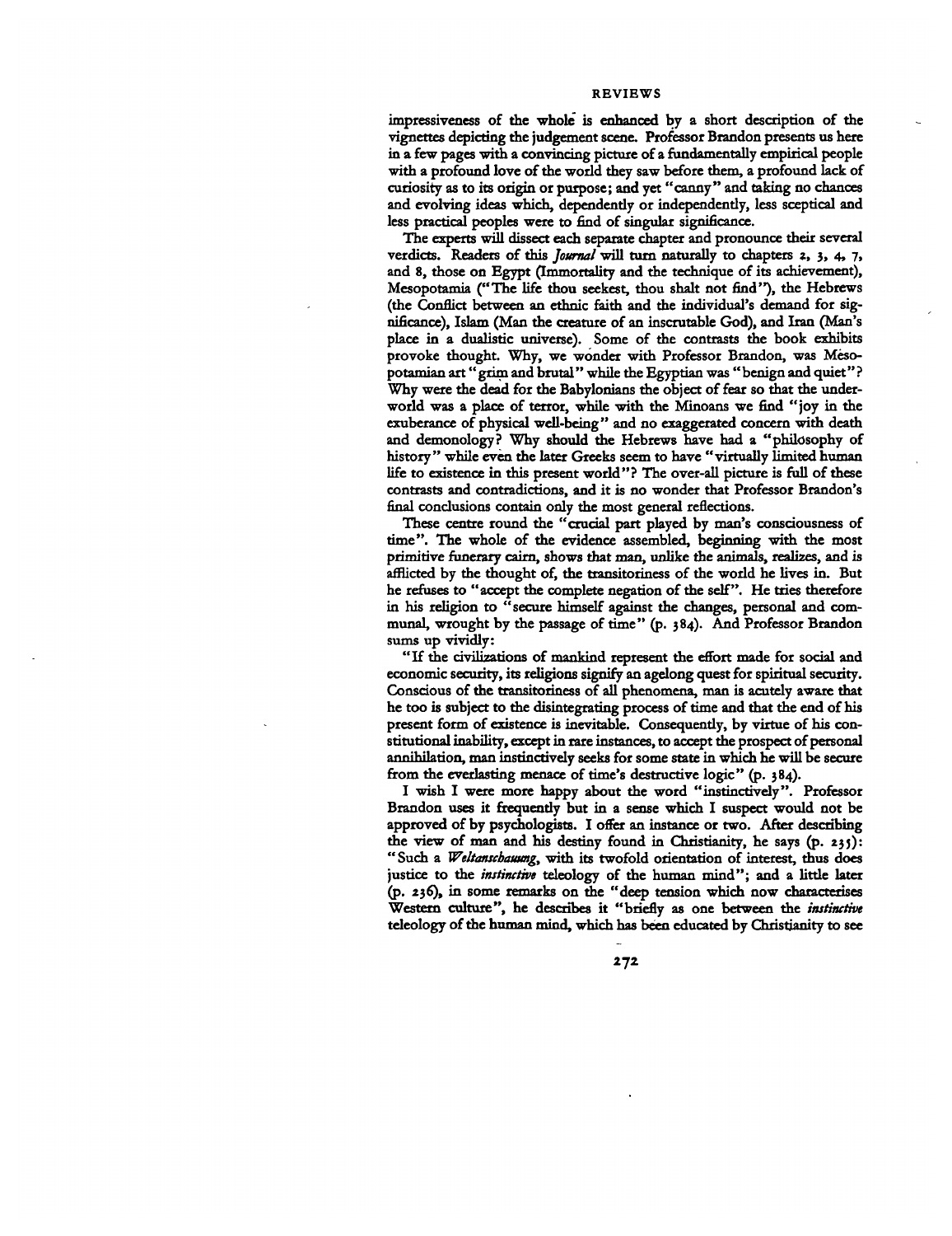impressiveness of the whole is enhanced by a short description of the vignettes depicting the judgement scene. Professor Brandon presents us here in a few pages with a convincing picture of a fundamentally empirical people with a profound love of the world they saw before them, a profound lack of curiosity as to its origin or purpose; and yet "canny" and taking no chances and evolving ideas which, dependently or independently, less sceptical and less practical peoples were to find of singular significance.

The experts will dissect each separate chapter and pronounce their several verdicts. Readers of this *Journal* will turn naturally to chapters 2, 3, 4, 7, and 8, those on Egypt (Immortality and the technique of its achievement), Mesopotamia ("The life thou seekest, thou shalt not find"), the Hebrews (the Conflict between an ethnic faith and the individual's demand for significance), Islam (Man the creature of an inscrutable God), and Iran (Man's place in a dualistic universe). Some of the contrasts the book exhibits provoke thought. Why, we wonder with Professor Brandon, was Mesopotamian art "grim and brutal" while the Egyptian was "benign and quiet"? Why were the dead for the Babylonians the object of fear so that the underworld was a place of terror, while with the Minoans we find "joy in the exuberance of physical well-being" and no exaggerated concern with death and demonology? Why should the Hebrews have had a "philosophy of history" while even the later Greeks seem to have "virtually limited human life to existence in this present world"? The over-all picture is full of these contrasts and contradictions, and it is no wonder that Professor Brandon's final conclusions contain only the most general reflections.

These centre round the "crucial part played by man's consciousness of time". The whole of the evidence assembled, beginning with the most primitive funerary cairn, shows that man, unlike the animals, realizes, and is afflicted by the thought of, the transitoriness of the world he lives in. But he refuses to "accept the complete negation of the self". He tries therefore in his religion to "secure himself against the changes, personal and communal, wrought by the passage of time" (p. 384). And Professor Brandon sums up vividly:

"If the civilizations of mankind represent the effort made for social and economic security, its religions signify an agelong quest for spiritual security. Conscious of the transitoriness of all phenomena, man is acutely aware that he too is subject to the disintegrating process of time and that the end of his present form of existence is inevitable. Consequently, by virtue of his constitutional inability, except in rare instances, to accept the prospect of personal annihilation, man instinctively seeks for some state in which he will be secure from the everlasting menace of time's destructive logic" (p. 384).

I wish I were more happy about the word "instinctively". Professor Brandon uses it frequently but in a sense which I suspect would not be approved of by psychologists. I offer an instance or two. After describing the view of man and his destiny found in Christianity, he says (p. 235): "Such a *Weltanschauung*, with its twofold orientation of interest, thus does justice to the *instinctive* teleology of the human mind"; and a little later (p. 236), in some remarks on the "deep tension which now characterises Western culture", he describes it "briefly as one between the *instinctive* teleology of the human mind, which has been educated by Christianity to see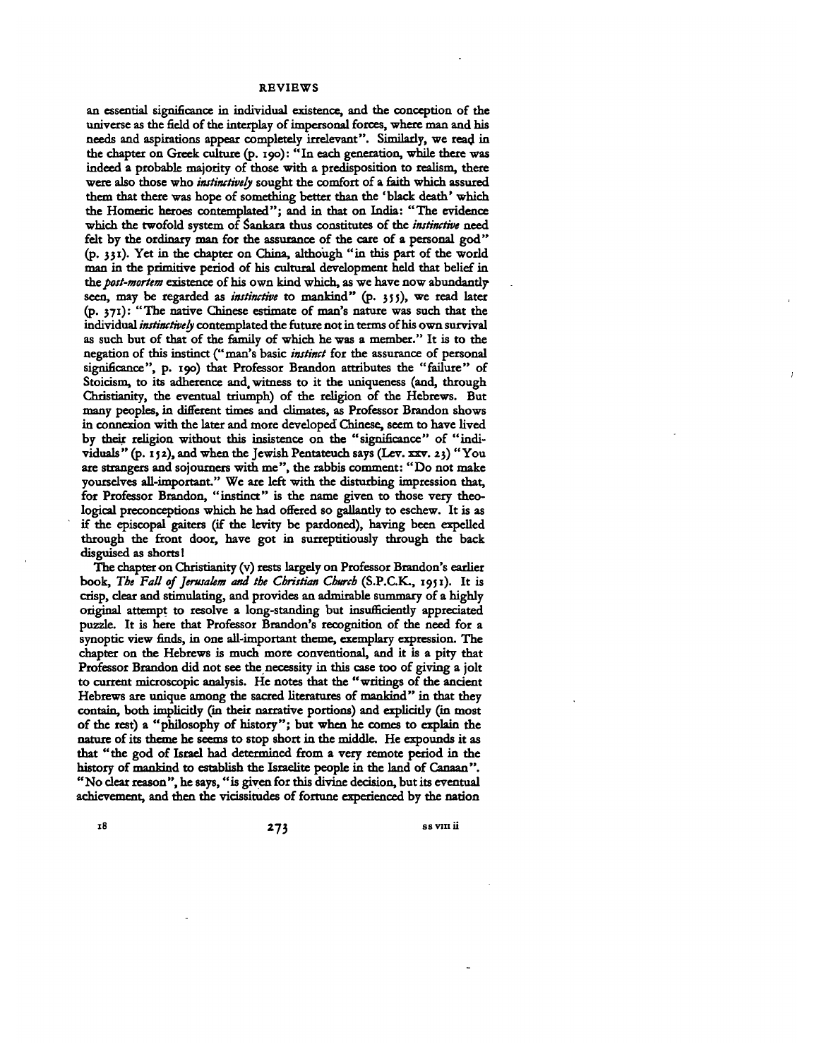an essential significance in individual existence, and the conception of the universe as the field of the interplay of impersonal forces, where man and his needs and aspirations appear completely irrelevant". Similarly, we read in the chapter on Greek culture (p. 190): "In each generation, while there was indeed a probable majority of those with a predisposition to realism, there were also those who *instinctively* sought the comfort of a faith which assured them that there was hope of something better than the 'black death' which the Homeric heroes contemplated"; and in that on India: "The evidence which the twofold system of Śankara thus constitutes of the *instinctive* need felt by the ordinary man for the assurance of the care of a personal god" (p. 331). Yet in the chapter on China, although "in this part of the world man in the primitive period of his cultural development held that belief in the *post-mortem* existence of his own kind which, as we have now abundantly seen, may be regarded as *instinctive* to mankind" (p. 355), we read later (p. 371): "The native Chinese estimate of man's nature was such that the individual *instinctively* contemplated the future not in terms of his own survival as such but of that of the family of which he was a member." It is to the negation of this instinct ("man's basic *instinct* for the assurance of personal significance", p. 190) that Professor Brandon attributes the "failure" of Stoicism, to its adherence and, witness to it the uniqueness (and, through Christianity, the eventual triumph) of the religion of the Hebrews. But many peoples, in different times and climates, as Professor Brandon shows in connexion with the later and more developed Chinese, seem to have lived by their religion without this insistence on the "significance" of "individuals" (p. 152), and when the Jewish Pentateuch says (Lev. xxv. 23) "You are strangers and sojourners with me", the rabbis comment: "Do not make yourselves all-important." We are left with the disturbing impression that, for Professor Brandon, "instinct" is the name given to those very theological preconceptions which he had offered so gallantly to eschew. It is as if the episcopal gaiters (if the levity be pardoned), having been expelled through the front door, have got in surreptitiously through the back disguised as shorts!

The chapter on Christianity (v) rests largely on Professor Brandon's earlier book, *The Fall of Jerusalem and the Christian Church* (S.P.C.K., 1951). It is crisp, clear and stimulating, and provides an admirable summary of a highly original attempt to resolve a long-standing but insufficiently appreciated puzzle. It is here that Professor Brandon's recognition of the need for a synoptic view finds, in one all-important theme, exemplary expression. The chapter on the Hebrews is much more conventional, and it is a pity that Professor Brandon did not see the necessity in this case too of giving a jolt to current microscopic analysis. He notes that the "writings of the ancient Hebrews are unique among the sacred literatures of mankind" in that they contain, both implicitly (in their narrative portions) and explicitly (in most of the rest) a "philosophy of history"; but when he comes to explain the nature of its theme he seems to stop short in the middle. He expounds it as that "the god of Israel had determined from a very remote period in the history of mankind to establish the Israelite people in the land of Canaan". "No clear reason", he says, "is given for this divine decision, but its eventual achievement, and then the vicissitudes of fortune experienced by the nation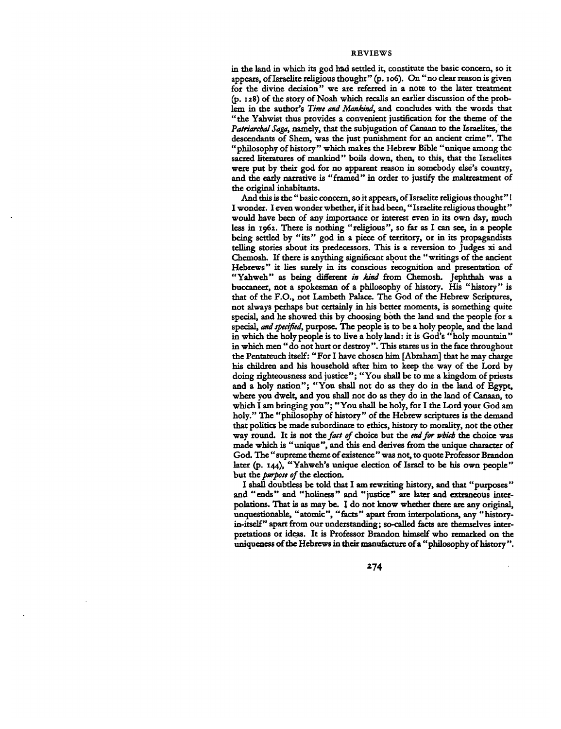in the land in which its god had settled it, constitute the basic concern, so it appears, of Israelite religious thought" (p. 106). On "no clear reason is given for the divine decision" we are referred in a note to the later treatment (p. 128) of the story of Noah which recalls an earlier discussion of the problem in the author's *Time and Mankind*, and concludes with the words that "the Yahwist thus provides a convenient justification for the theme of the *Patriarchal Saga*, namely, that the subjugation of Canaan to the Israelites, the descendants of Shem, was the just punishment for an ancient crime". The "philosophy of history" which makes the Hebrew Bible "unique among the sacred literatures of mankind" boils down, then, to this, that the Israelites were put by their god for no apparent reason in somebody else's country, and the early narrative is "framed" in order to justify the maltreatment of the original inhabitants.

And this is the "basic concern, so it appears, of Israelite religious thought"! I wonder. I even wonder whether, if it had been, "Israelite religious thought" would have been of any importance or interest even in its own day, much less in 1962. There is nothing "religious", so far as I can see, in a people being settled by "its" god in a piece of territory, or in its propagandists telling stories about its predecessors. This is a reversion to Judges xi and Chemosh. If there is anything significant about the "writings of the ancient Hebrews" it lies surely in its conscious recognition and presentation of "Yahweh" as being different *in kind* from Chemosh. Jephthah was a buccaneer, not a spokesman of a philosophy of history. His "history" is that of the F.O., not Lambeth Palace. The God of the Hebrew Scriptures, not always perhaps but certainly in his better moments, is something quite special, and he showed this by choosing both the land and the people for a special, *and specified*, purpose. The people is to be a holy people, and the land in which the holy people is to live a holy land: it is God's "holy mountain" in which men "do not hurt or destroy". This stares us in the face throughout the Pentateuch itself: "For I have chosen him [Abraham] that he may charge his children and his household after him to keep the way of the Lord by doing righteousness and justice"; "You shall be to me a kingdom of priests and a holy nation"; "You shall not do as they do in the land of Egypt, where you dwelt, and you shall not do as they do in the land of Canaan, to which I am bringing you"; "You shall be holy, for I the Lord your God am holy." The "philosophy of history" of the Hebrew scriptures is the demand that politics be made subordinate to ethics, history to morality, not the other way round. It is not the *fact of* choice but the *end for which* the choice was made which is "unique", and this end derives from the unique character of God. The "supreme theme of existence" was not, to quote Professor Brandon later (p. 144), "Yahweh's unique election of Israel to be his own people" but the *purpose of* the election.

I shall doubtless be told that I am rewriting history, and that "purposes" and "ends" and "holiness" and "justice" are later and extraneous interpolations. That is as may be. I do not know whether there are any original, unquestionable, "atomic", "facts" apart from interpolations, any "history-in-itself" apart from our understanding; so-called facts are themselves interpretations or ideas. It is Professor Brandon himself who remarked on the uniqueness of the Hebrews in their manufacture of a "philosophy of history".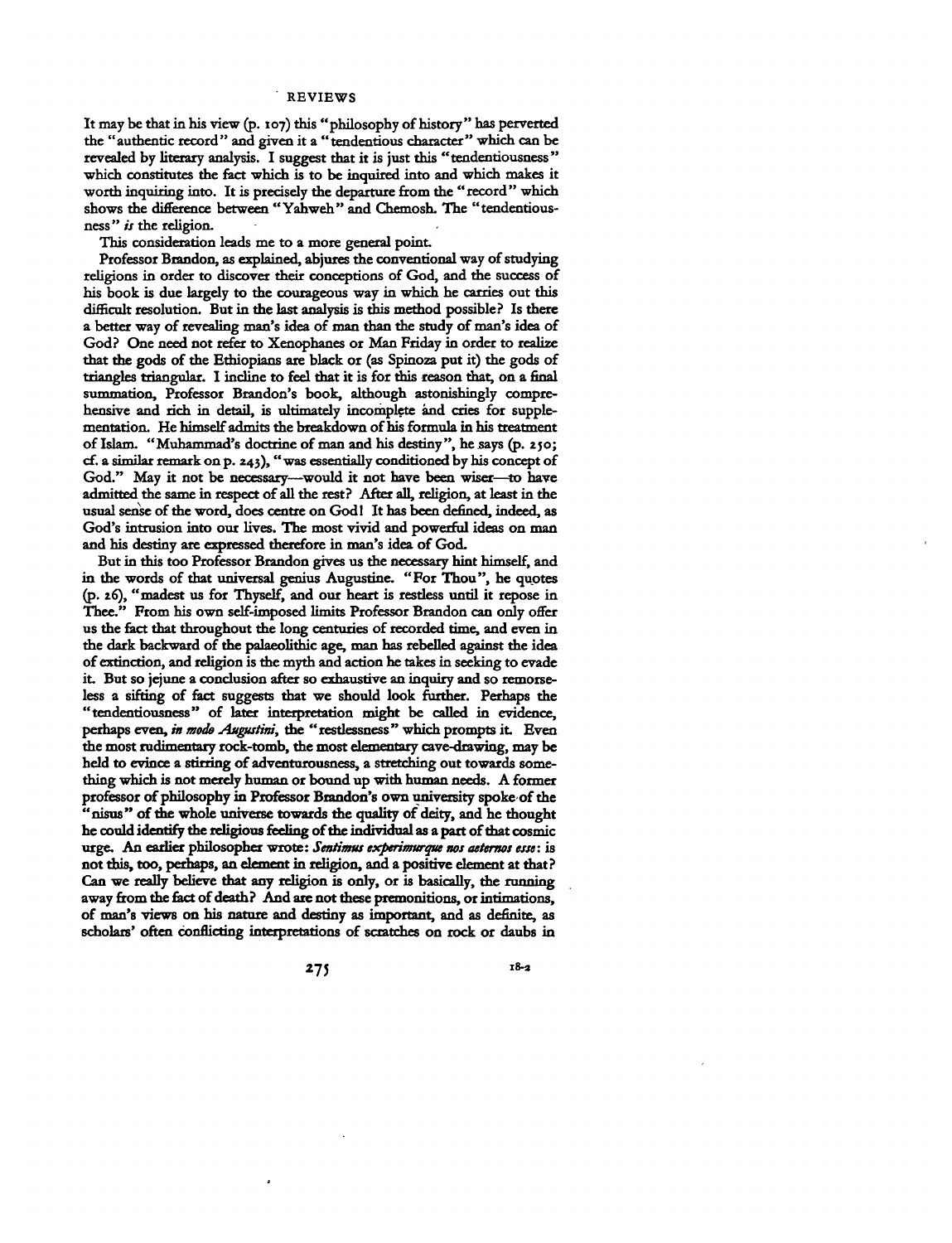It may be that in his view (p. 107) this "philosophy of history" has perverted the "authentic record" and given it a "tendentious character" which can be revealed by literary analysis. I suggest that it is just this "tendentiousness" which constitutes the fact which is to be inquired into and which makes it worth inquiring into. It is precisely the departure from the "record" which shows the difference between "Yahweh" and Chemosh. The "tendentiousness" *is* the religion.

This consideration leads me to a more general point.

Professor Brandon, as explained, abjures the conventional way of studying religions in order to discover their conceptions of God, and the success of his book is due largely to the courageous way in which he carries out this difficult resolution. But in the last analysis is this method possible? Is there a better way of revealing man's idea of man than the study of man's idea of God? One need not refer to Xenophanes or Man Friday in order to realize that the gods of the Ethiopians are black or (as Spinoza put it) the gods of triangles triangular. I incline to feel that it is for this reason that, on a final summation, Professor Brandon's book, although astonishingly comprehensive and rich in detail, is ultimately incomplete and cries for supplementation. He himself admits the breakdown of his formula in his treatment of Islam. "Muhammad's doctrine of man and his destiny", he says (p. 250; cf. a similar remark on p. 243), "was essentially conditioned by his concept of God." May it not be necessary—would it not have been wiser—to have admitted the same in respect of all the rest? After all, religion, at least in the usual sense of the word, does centre on God! It has been defined, indeed, as God's intrusion into our lives. The most vivid and powerful ideas on man and his destiny are expressed therefore in man's idea of God.

But in this too Professor Brandon gives us the necessary hint himself, and in the words of that universal genius Augustine. "For Thou", he quotes (p. 26), "madest us for Thyself, and our heart is restless until it repose in Thee." From his own self-imposed limits Professor Brandon can only offer us the fact that throughout the long centuries of recorded time, and even in the dark backward of the palaeolithic age, man has rebelled against the idea of extinction, and religion is the myth and action he takes in seeking to evade it. But so jejune a conclusion after so exhaustive an inquiry and so remorseless a sifting of fact suggests that we should look further. Perhaps the "tendentiousness" of later interpretation might be called in evidence, perhaps even, *in modo Augustini*, the "restlessness" which prompts it. Even the most rudimentary rock-tomb, the most elementary cave-drawing, may be held to evince a stirring of adventurousness, a stretching out towards something which is not merely human or bound up with human needs. A former professor of philosophy in Professor Brandon's own university spoke of the "nisus" of the whole universe towards the quality of deity, and he thought he could identify the religious feeling of the individual as a part of that cosmic urge. An earlier philosopher wrote: *Sentimus experimurque nos aeternos esse*: is not this, too, perhaps, an element in religion, and a positive element at that? Can we really believe that any religion is only, or is basically, the running away from the fact of death? And are not these premonitions, or intimations, of man's views on his nature and destiny as important, and as definite, as scholars' often conflicting interpretations of scratches on rock or daubs in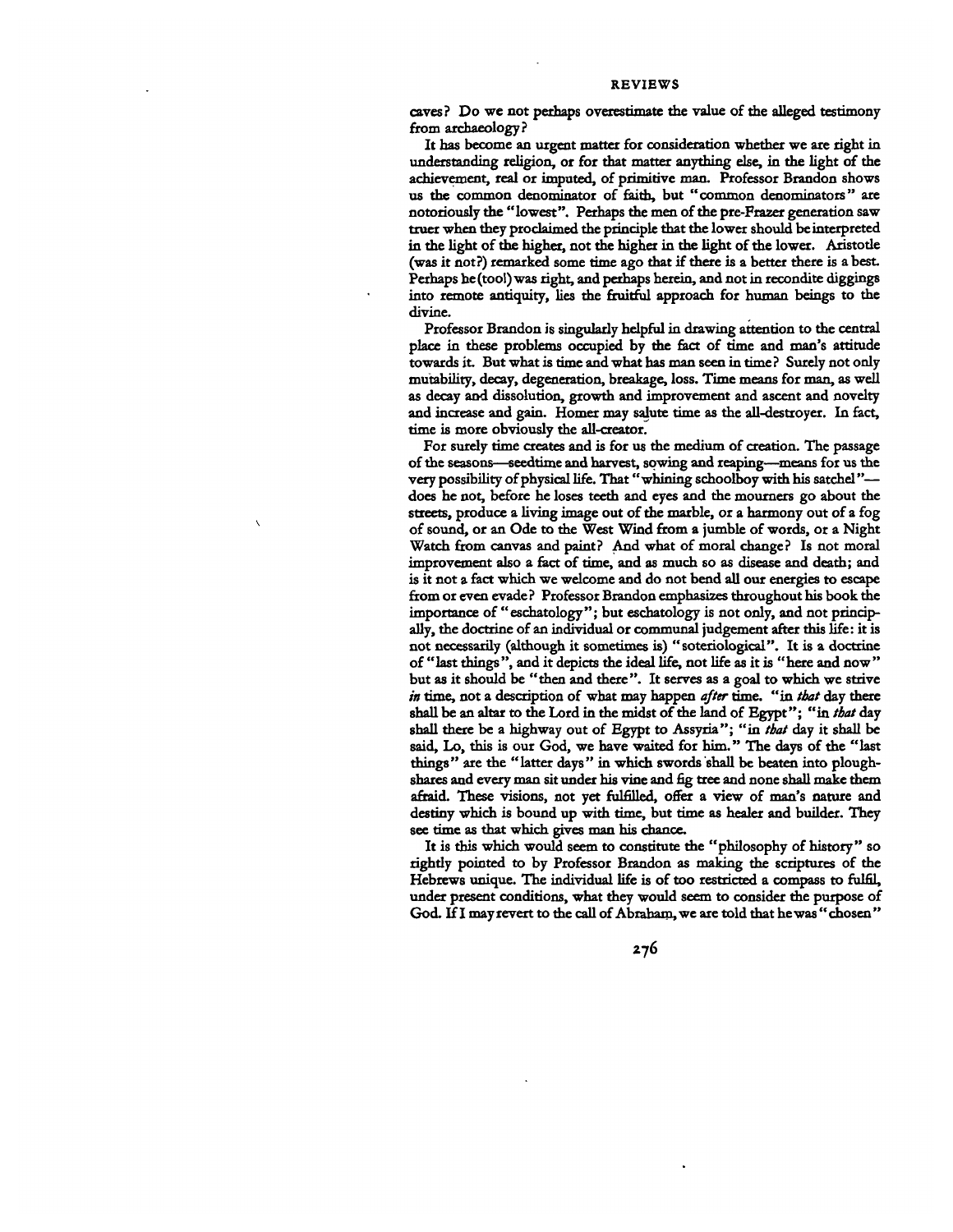caves? Do we not perhaps overestimate the value of the alleged testimony from archaeology?

It has become an urgent matter for consideration whether we are right in understanding religion, or for that matter anything else, in the light of the achievement, real or imputed, of primitive man. Professor Brandon shows us the common denominator of faith, but "common denominators" are notoriously the "lowest". Perhaps the men of the pre-Frazer generation saw truer when they proclaimed the principle that the lower should be interpreted in the light of the higher, not the higher in the light of the lower. Aristotle (was it not?) remarked some time ago that if there is a better there is a best. Perhaps he (too) was right, and perhaps herein, and not in recondite diggings into remote antiquity, lies the fruitful approach for human beings to the divine.

Professor Brandon is singularly helpful in drawing attention to the central place in these problems occupied by the fact of time and man's attitude towards it. But what is time and what has man seen in time? Surely not only mutability, decay, degeneration, breakage, loss. Time means for man, as well as decay and dissolution, growth and improvement and ascent and novelty and increase and gain. Homer may salute time as the all-destroyer. In fact, time is more obviously the all-creator.

For surely time creates and is for us the medium of creation. The passage of the seasons—seedtime and harvest, sowing and reaping—means for us the very possibility of physical life. That "whining schoolboy with his satchel"—does he not, before he loses teeth and eyes and the mourners go about the streets, produce a living image out of the marble, or a harmony out of a fog of sound, or an Ode to the West Wind from a jumble of words, or a Night Watch from canvas and paint? And what of moral change? Is not moral improvement also a fact of time, and as much so as disease and death; and is it not a fact which we welcome and do not bend all our energies to escape from or even evade? Professor Brandon emphasizes throughout his book the importance of "eschatology"; but eschatology is not only, and not principally, the doctrine of an individual or communal judgement after this life: it is not necessarily (although it sometimes is) "soteriological". It is a doctrine of "last things", and it depicts the ideal life, not life as it is "here and now" but as it should be "then and there". It serves as a goal to which we strive *in* time, not a description of what may happen *after* time. "in *that* day there shall be an altar to the Lord in the midst of the land of Egypt"; "in *that* day shall there be a highway out of Egypt to Assyria"; "in *that* day it shall be said, Lo, this is our God, we have waited for him." The days of the "last things" are the "latter days" in which swords shall be beaten into ploughshares and every man sit under his vine and fig tree and none shall make them afraid. These visions, not yet fulfilled, offer a view of man's nature and destiny which is bound up with time, but time as healer and builder. They see time as that which gives man his chance.

It is this which would seem to constitute the "philosophy of history" so rightly pointed to by Professor Brandon as making the scriptures of the Hebrews unique. The individual life is of too restricted a compass to fulfil, under present conditions, what they would seem to consider the purpose of God. If I may revert to the call of Abraham, we are told that he was "chosen"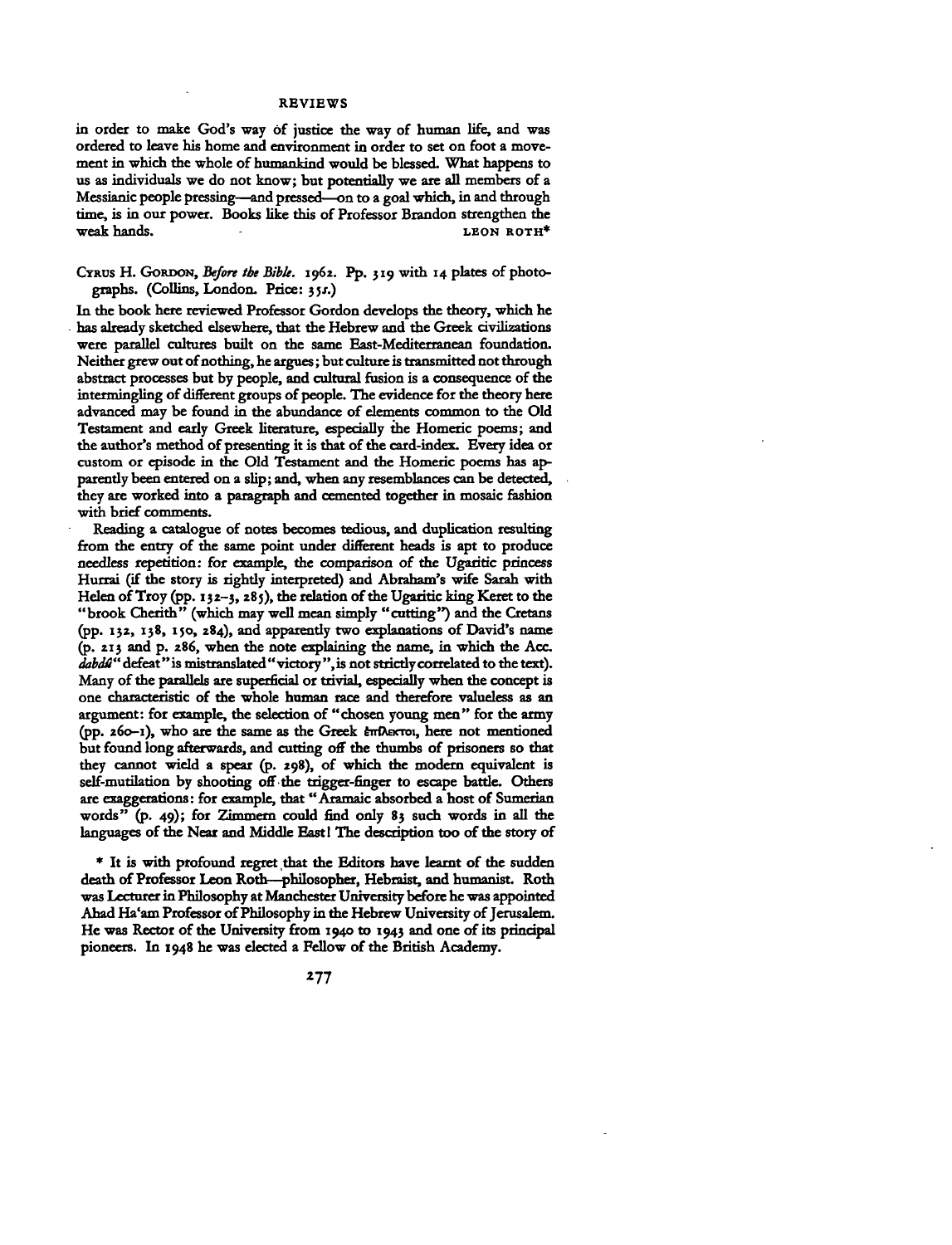in order to make God's way of justice the way of human life, and was ordered to leave his home and environment in order to set on foot a movement in which the whole of humankind would be blessed. What happens to us as individuals we do not know; but potentially we are all members of a Messianic people pressing—and pressed—on to a goal which, in and through time, is in our power. Books like this of Professor Brandon strengthen the weak hands.

LEON ROTH*

CYRUS H. GORDON, *Before the Bible*. 1962. Pp. 319 with 14 plates of photographs. (Collins, London. Price: 35*s*.)

In the book here reviewed Professor Gordon develops the theory, which he has already sketched elsewhere, that the Hebrew and the Greek civilizations were parallel cultures built on the same East-Mediterranean foundation. Neither grew out of nothing, he argues; but culture is transmitted not through abstract processes but by people, and cultural fusion is a consequence of the intermingling of different groups of people. The evidence for the theory here advanced may be found in the abundance of elements common to the Old Testament and early Greek literature, especially the Homeric poems; and the author's method of presenting it is that of the card-index. Every idea or custom or episode in the Old Testament and the Homeric poems has apparently been entered on a slip; and, when any resemblances can be detected, they are worked into a paragraph and cemented together in mosaic fashion with brief comments.

Reading a catalogue of notes becomes tedious, and duplication resulting from the entry of the same point under different heads is apt to produce needless repetition: for example, the comparison of the Ugaritic princess Hurrai (if the story is rightly interpreted) and Abraham's wife Sarah with Helen of Troy (pp. 132–3, 285), the relation of the Ugaritic king Keret to the "brook Cherith" (which may well mean simply "cutting") and the Cretans (pp. 132, 138, 150, 284), and apparently two explanations of David's name (p. 213 and p. 286, when the note explaining the name, in which the Acc. *dabdû* "defeat" is mistranslated "victory", is not strictly correlated to the text). Many of the parallels are superficial or trivial, especially when the concept is one characteristic of the whole human race and therefore valueless as an argument: for example, the selection of "chosen young men" for the army (pp. 260–1), who are the same as the Greek ἐπίλεκτοι, here not mentioned but found long afterwards, and cutting off the thumbs of prisoners so that they cannot wield a spear (p. 298), of which the modern equivalent is self-mutilation by shooting off the trigger-finger to escape battle. Others are exaggerations: for example, that "Aramaic absorbed a host of Sumerian words" (p. 49); for Zimmern could find only 83 such words in all the languages of the Near and Middle East! The description too of the story of

\* It is with profound regret that the Editors have learnt of the sudden death of Professor Leon Roth—philosopher, Hebraist, and humanist. Roth was Lecturer in Philosophy at Manchester University before he was appointed Ahad Ha'am Professor of Philosophy in the Hebrew University of Jerusalem. He was Rector of the University from 1940 to 1943 and one of its principal pioneers. In 1948 he was elected a Fellow of the British Academy.